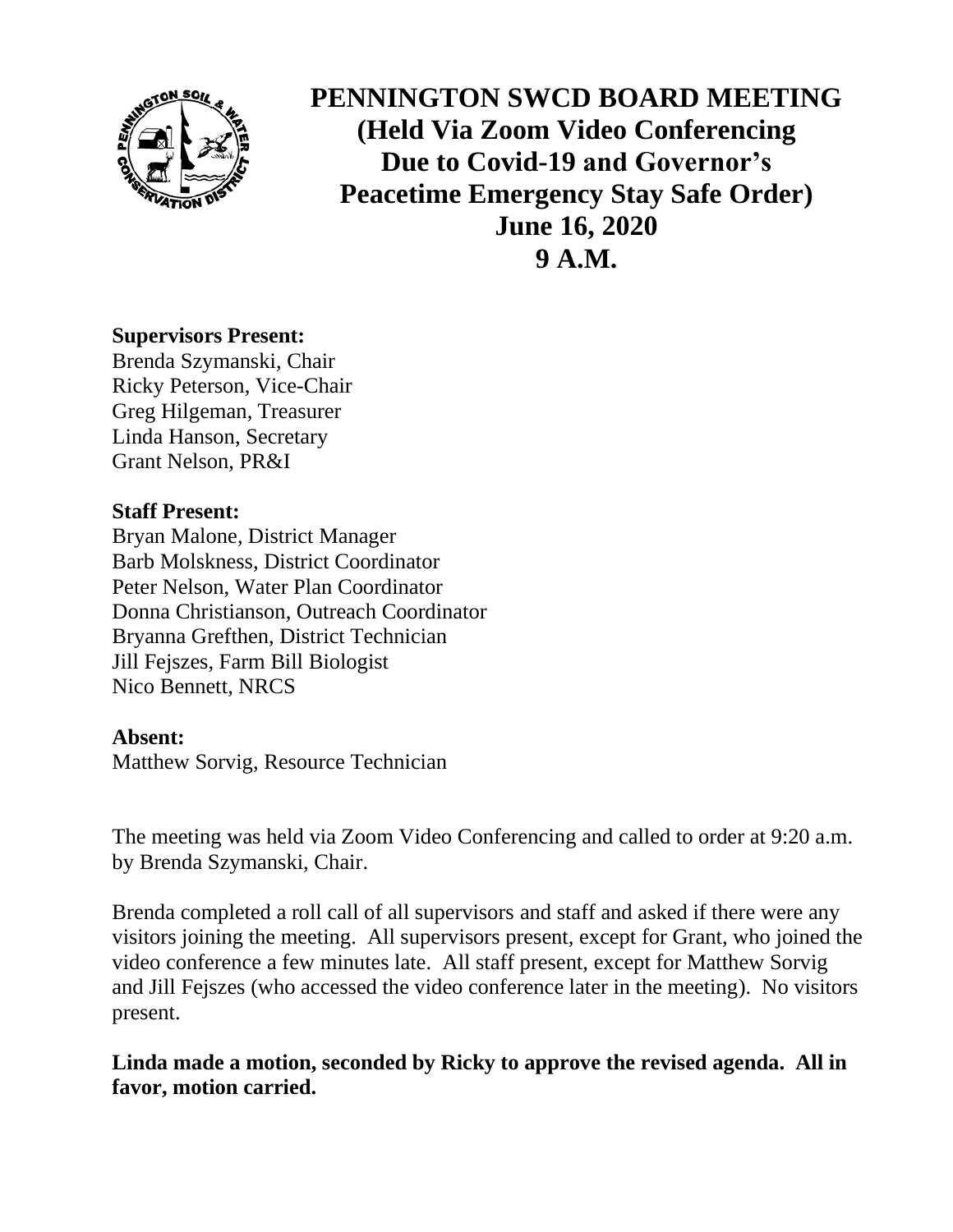# PENNINGTON SWCD BOARD MEETING
## (Held Via Zoom Video Conferencing Due to Covid-19 and Governor's Peacetime Emergency Stay Safe Order)
## June 16, 2020
## 9 A.M.

**Supervisors Present:**
Brenda Szymanski, Chair
Ricky Peterson, Vice-Chair
Greg Hilgeman, Treasurer
Linda Hanson, Secretary
Grant Nelson, PR&I

**Staff Present:**
Bryan Malone, District Manager
Barb Molskness, District Coordinator
Peter Nelson, Water Plan Coordinator
Donna Christianson, Outreach Coordinator
Bryanna Grefthen, District Technician
Jill Fejszes, Farm Bill Biologist
Nico Bennett, NRCS

**Absent:**
Matthew Sorvig, Resource Technician

The meeting was held via Zoom Video Conferencing and called to order at 9:20 a.m. by Brenda Szymanski, Chair.

Brenda completed a roll call of all supervisors and staff and asked if there were any visitors joining the meeting. All supervisors present, except for Grant, who joined the video conference a few minutes late. All staff present, except for Matthew Sorvig and Jill Fejszes (who accessed the video conference later in the meeting). No visitors present.

**Linda made a motion, seconded by Ricky to approve the revised agenda. All in favor, motion carried.**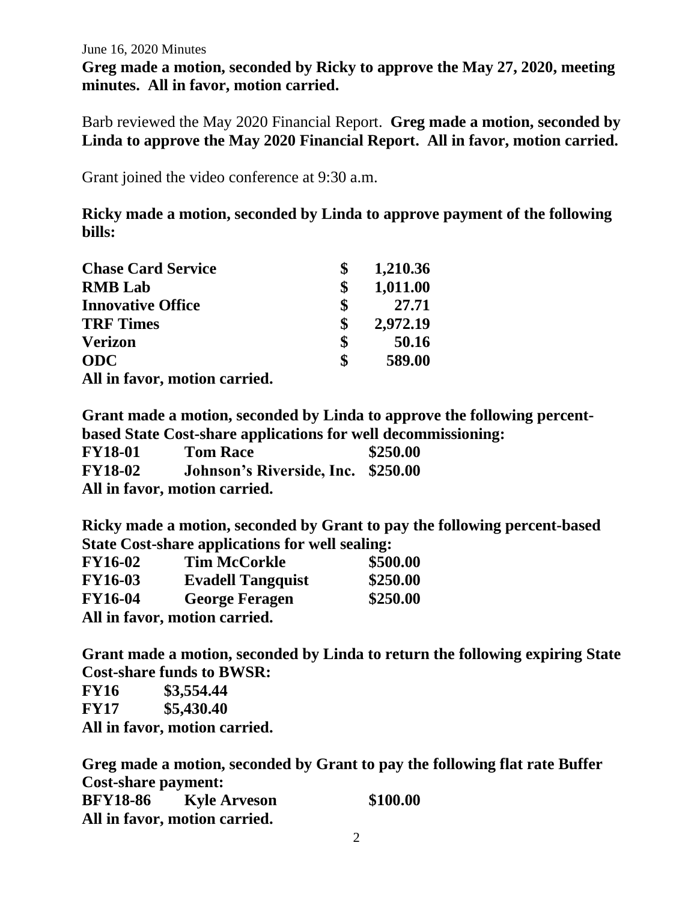June 16, 2020 Minutes

**Greg made a motion, seconded by Ricky to approve the May 27, 2020, meeting minutes. All in favor, motion carried.**

Barb reviewed the May 2020 Financial Report. **Greg made a motion, seconded by Linda to approve the May 2020 Financial Report. All in favor, motion carried.**

Grant joined the video conference at 9:30 a.m.

**Ricky made a motion, seconded by Linda to approve payment of the following bills:**

| | |
|---|---|
| **Chase Card Service** | **$ 1,210.36** |
| **RMB Lab** | **$ 1,011.00** |
| **Innovative Office** | **$ 27.71** |
| **TRF Times** | **$ 2,972.19** |
| **Verizon** | **$ 50.16** |
| **ODC** | **$ 589.00** |

**All in favor, motion carried.**

**Grant made a motion, seconded by Linda to approve the following percent-based State Cost-share applications for well decommissioning:**

| | | |
|---|---|---|
| **FY18-01** | **Tom Race** | **$250.00** |
| **FY18-02** | **Johnson's Riverside, Inc.** | **$250.00** |

**All in favor, motion carried.**

**Ricky made a motion, seconded by Grant to pay the following percent-based State Cost-share applications for well sealing:**

| | | |
|---|---|---|
| **FY16-02** | **Tim McCorkle** | **$500.00** |
| **FY16-03** | **Evadell Tangquist** | **$250.00** |
| **FY16-04** | **George Feragen** | **$250.00** |

**All in favor, motion carried.**

**Grant made a motion, seconded by Linda to return the following expiring State Cost-share funds to BWSR:**

| | |
|---|---|
| **FY16** | **$3,554.44** |
| **FY17** | **$5,430.40** |

**All in favor, motion carried.**

**Greg made a motion, seconded by Grant to pay the following flat rate Buffer Cost-share payment:**

| | | |
|---|---|---|
| **BFY18-86** | **Kyle Arveson** | **$100.00** |

**All in favor, motion carried.**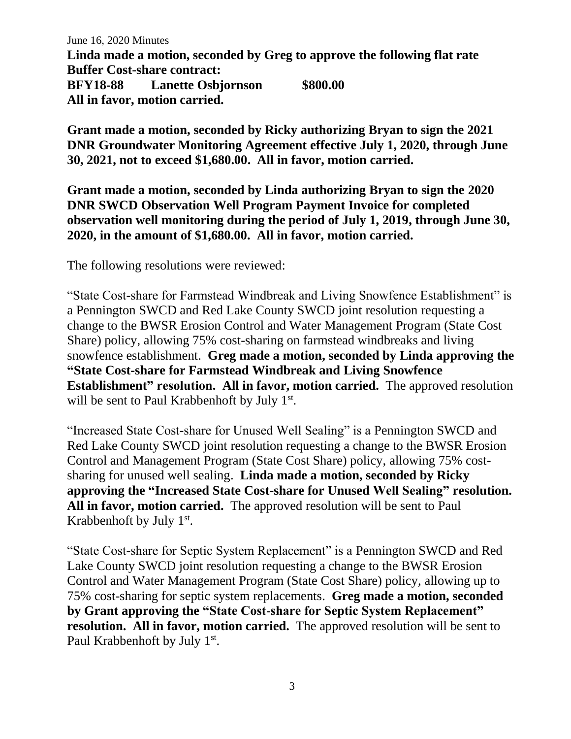June 16, 2020 Minutes

**Linda made a motion, seconded by Greg to approve the following flat rate Buffer Cost-share contract:**
**BFY18-88 Lanette Osbjornson $800.00**
**All in favor, motion carried.**

**Grant made a motion, seconded by Ricky authorizing Bryan to sign the 2021 DNR Groundwater Monitoring Agreement effective July 1, 2020, through June 30, 2021, not to exceed $1,680.00. All in favor, motion carried.**

**Grant made a motion, seconded by Linda authorizing Bryan to sign the 2020 DNR SWCD Observation Well Program Payment Invoice for completed observation well monitoring during the period of July 1, 2019, through June 30, 2020, in the amount of $1,680.00. All in favor, motion carried.**

The following resolutions were reviewed:

"State Cost-share for Farmstead Windbreak and Living Snowfence Establishment" is a Pennington SWCD and Red Lake County SWCD joint resolution requesting a change to the BWSR Erosion Control and Water Management Program (State Cost Share) policy, allowing 75% cost-sharing on farmstead windbreaks and living snowfence establishment. **Greg made a motion, seconded by Linda approving the "State Cost-share for Farmstead Windbreak and Living Snowfence Establishment" resolution. All in favor, motion carried.** The approved resolution will be sent to Paul Krabbenhoft by July 1st.

"Increased State Cost-share for Unused Well Sealing" is a Pennington SWCD and Red Lake County SWCD joint resolution requesting a change to the BWSR Erosion Control and Management Program (State Cost Share) policy, allowing 75% cost-sharing for unused well sealing. **Linda made a motion, seconded by Ricky approving the "Increased State Cost-share for Unused Well Sealing" resolution. All in favor, motion carried.** The approved resolution will be sent to Paul Krabbenhoft by July 1st.

"State Cost-share for Septic System Replacement" is a Pennington SWCD and Red Lake County SWCD joint resolution requesting a change to the BWSR Erosion Control and Water Management Program (State Cost Share) policy, allowing up to 75% cost-sharing for septic system replacements. **Greg made a motion, seconded by Grant approving the "State Cost-share for Septic System Replacement" resolution. All in favor, motion carried.** The approved resolution will be sent to Paul Krabbenhoft by July 1st.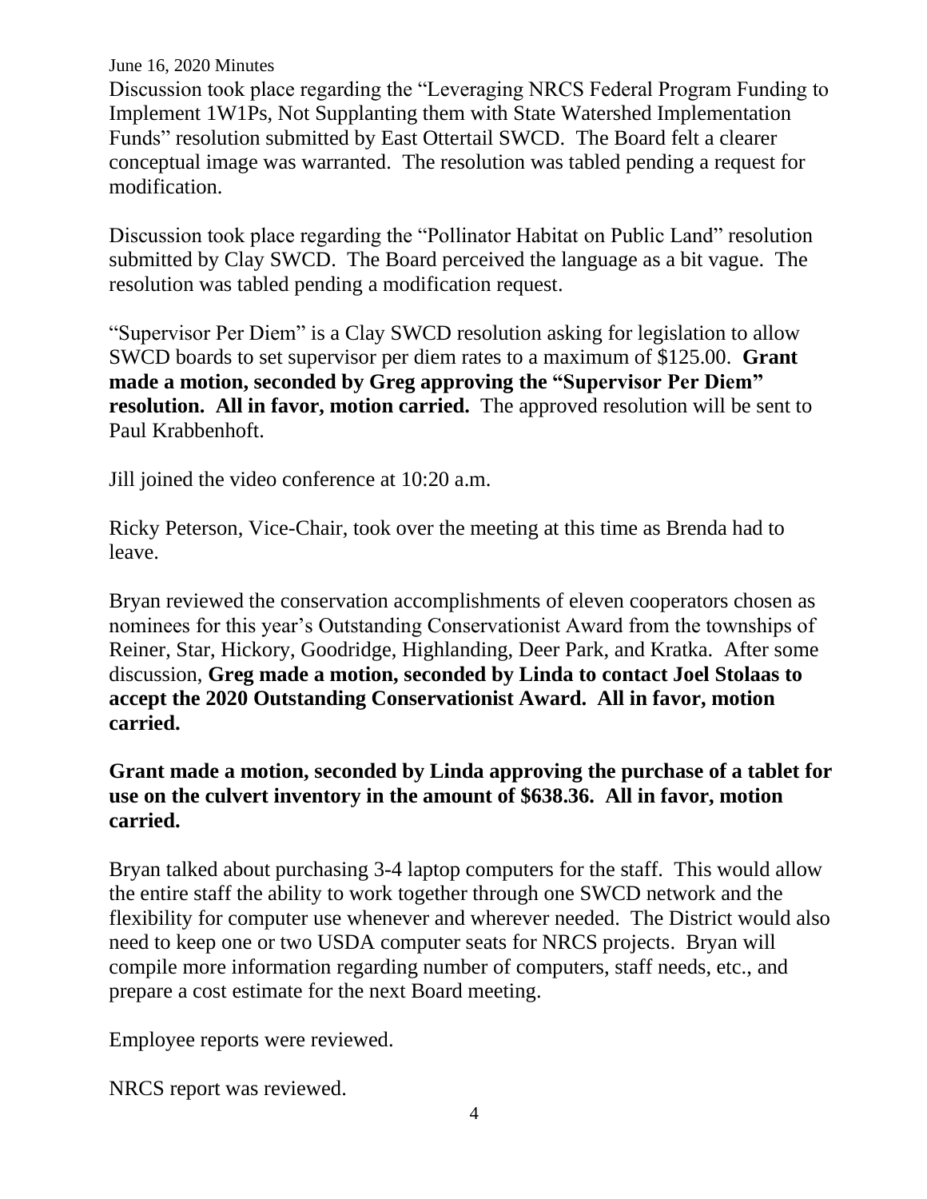Discussion took place regarding the "Leveraging NRCS Federal Program Funding to Implement 1W1Ps, Not Supplanting them with State Watershed Implementation Funds" resolution submitted by East Ottertail SWCD. The Board felt a clearer conceptual image was warranted. The resolution was tabled pending a request for modification.

Discussion took place regarding the "Pollinator Habitat on Public Land" resolution submitted by Clay SWCD. The Board perceived the language as a bit vague. The resolution was tabled pending a modification request.

"Supervisor Per Diem" is a Clay SWCD resolution asking for legislation to allow SWCD boards to set supervisor per diem rates to a maximum of $125.00. **Grant made a motion, seconded by Greg approving the "Supervisor Per Diem" resolution. All in favor, motion carried.** The approved resolution will be sent to Paul Krabbenhoft.

Jill joined the video conference at 10:20 a.m.

Ricky Peterson, Vice-Chair, took over the meeting at this time as Brenda had to leave.

Bryan reviewed the conservation accomplishments of eleven cooperators chosen as nominees for this year's Outstanding Conservationist Award from the townships of Reiner, Star, Hickory, Goodridge, Highlanding, Deer Park, and Kratka. After some discussion, **Greg made a motion, seconded by Linda to contact Joel Stolaas to accept the 2020 Outstanding Conservationist Award. All in favor, motion carried.**

**Grant made a motion, seconded by Linda approving the purchase of a tablet for use on the culvert inventory in the amount of $638.36. All in favor, motion carried.**

Bryan talked about purchasing 3-4 laptop computers for the staff. This would allow the entire staff the ability to work together through one SWCD network and the flexibility for computer use whenever and wherever needed. The District would also need to keep one or two USDA computer seats for NRCS projects. Bryan will compile more information regarding number of computers, staff needs, etc., and prepare a cost estimate for the next Board meeting.

Employee reports were reviewed.

NRCS report was reviewed.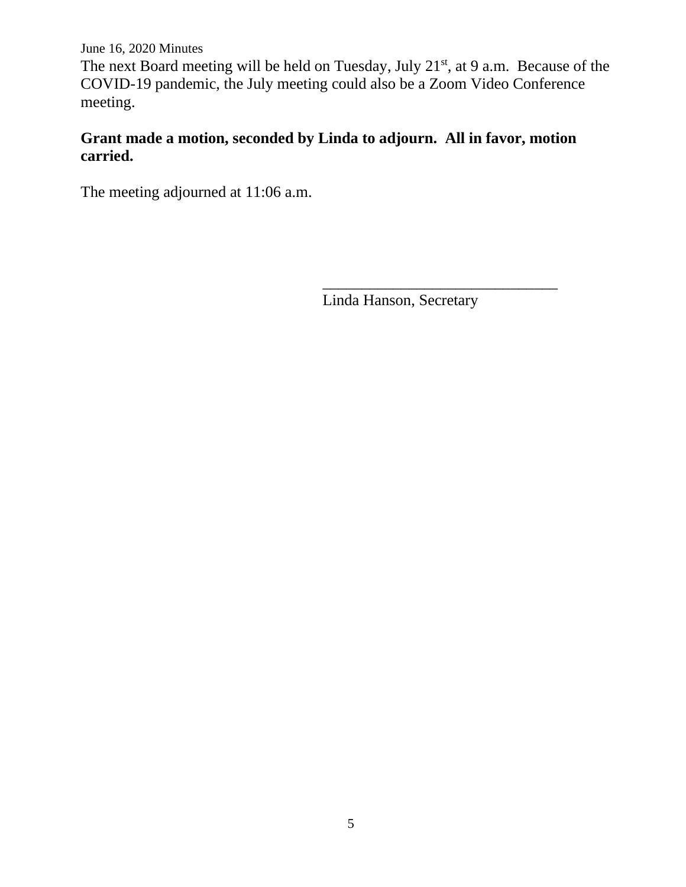The next Board meeting will be held on Tuesday, July 21st, at 9 a.m. Because of the COVID-19 pandemic, the July meeting could also be a Zoom Video Conference meeting.

**Grant made a motion, seconded by Linda to adjourn. All in favor, motion carried.**

The meeting adjourned at 11:06 a.m.

\_\_\_\_\_\_\_\_\_\_\_\_\_\_\_\_\_\_\_\_\_\_\_\_\_\_\_\_\_\_\_

Linda Hanson, Secretary